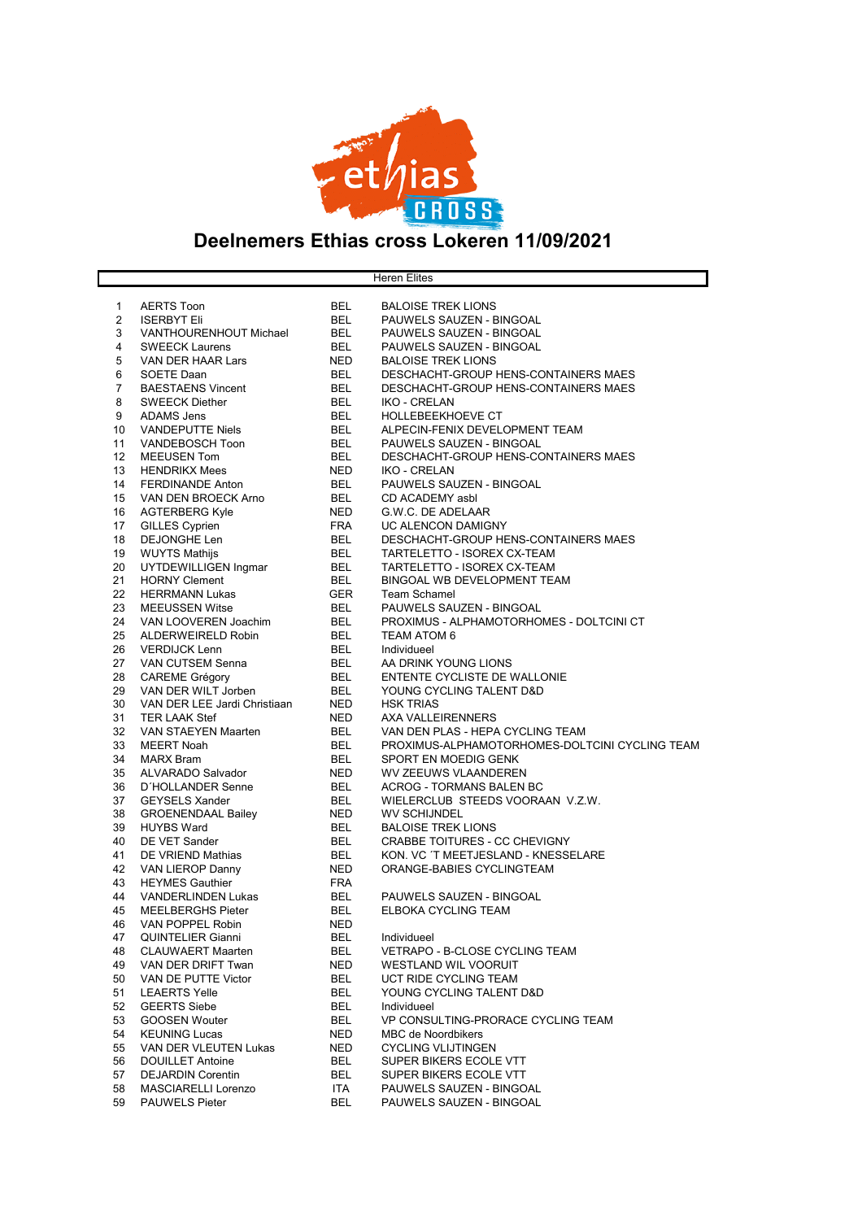# Deelnemers Ethias cross Lokeren 11/09/2021

| Heren Elites | | | |
|---|---|---|---|
| 1 | AERTS Toon | BEL | BALOISE TREK LIONS |
| 2 | ISERBYT Eli | BEL | PAUWELS SAUZEN - BINGOAL |
| 3 | VANTHOURENHOUT Michael | BEL | PAUWELS SAUZEN - BINGOAL |
| 4 | SWEECK Laurens | BEL | PAUWELS SAUZEN - BINGOAL |
| 5 | VAN DER HAAR Lars | NED | BALOISE TREK LIONS |
| 6 | SOETE Daan | BEL | DESCHACHT-GROUP HENS-CONTAINERS MAES |
| 7 | BAESTAENS Vincent | BEL | DESCHACHT-GROUP HENS-CONTAINERS MAES |
| 8 | SWEECK Diether | BEL | IKO - CRELAN |
| 9 | ADAMS Jens | BEL | HOLLEBEEKHOEVE CT |
| 10 | VANDEPUTTE Niels | BEL | ALPECIN-FENIX DEVELOPMENT TEAM |
| 11 | VANDEBOSCH Toon | BEL | PAUWELS SAUZEN - BINGOAL |
| 12 | MEEUSEN Tom | BEL | DESCHACHT-GROUP HENS-CONTAINERS MAES |
| 13 | HENDRIKX Mees | NED | IKO - CRELAN |
| 14 | FERDINANDE Anton | BEL | PAUWELS SAUZEN - BINGOAL |
| 15 | VAN DEN BROECK Arno | BEL | CD ACADEMY asbl |
| 16 | AGTERBERG Kyle | NED | G.W.C. DE ADELAAR |
| 17 | GILLES Cyprien | FRA | UC ALENCON DAMIGNY |
| 18 | DEJONGHE Len | BEL | DESCHACHT-GROUP HENS-CONTAINERS MAES |
| 19 | WUYTS Mathijs | BEL | TARTELETTO - ISOREX CX-TEAM |
| 20 | UYTDEWILLIGEN Ingmar | BEL | TARTELETTO - ISOREX CX-TEAM |
| 21 | HORNY Clement | BEL | BINGOAL WB DEVELOPMENT TEAM |
| 22 | HERRMANN Lukas | GER | Team Schamel |
| 23 | MEEUSSEN Witse | BEL | PAUWELS SAUZEN - BINGOAL |
| 24 | VAN LOOVEREN Joachim | BEL | PROXIMUS - ALPHAMOTORHOMES - DOLTCINI CT |
| 25 | ALDERWEIRELD Robin | BEL | TEAM ATOM 6 |
| 26 | VERDIJCK Lenn | BEL | Individueel |
| 27 | VAN CUTSEM Senna | BEL | AA DRINK YOUNG LIONS |
| 28 | CAREME Grégory | BEL | ENTENTE CYCLISTE DE WALLONIE |
| 29 | VAN DER WILT Jorben | BEL | YOUNG CYCLING TALENT D&D |
| 30 | VAN DER LEE Jardi Christiaan | NED | HSK TRIAS |
| 31 | TER LAAK Stef | NED | AXA VALLEIRENNERS |
| 32 | VAN STAEYEN Maarten | BEL | VAN DEN PLAS - HEPA CYCLING TEAM |
| 33 | MEERT Noah | BEL | PROXIMUS-ALPHAMOTORHOMES-DOLTCINI CYCLING TEAM |
| 34 | MARX Bram | BEL | SPORT EN MOEDIG GENK |
| 35 | ALVARADO Salvador | NED | WV ZEEUWS VLAANDEREN |
| 36 | D´HOLLANDER Senne | BEL | ACROG - TORMANS BALEN BC |
| 37 | GEYSELS Xander | BEL | WIELERCLUB STEEDS VOORAAN V.Z.W. |
| 38 | GROENENDAAL Bailey | NED | WV SCHIJNDEL |
| 39 | HUYBS Ward | BEL | BALOISE TREK LIONS |
| 40 | DE VET Sander | BEL | CRABBE TOITURES - CC CHEVIGNY |
| 41 | DE VRIEND Mathias | BEL | KON. VC ´T MEETJESLAND - KNESSELARE |
| 42 | VAN LIEROP Danny | NED | ORANGE-BABIES CYCLINGTEAM |
| 43 | HEYMES Gauthier | FRA | |
| 44 | VANDERLINDEN Lukas | BEL | PAUWELS SAUZEN - BINGOAL |
| 45 | MEELBERGHS Pieter | BEL | ELBOKA CYCLING TEAM |
| 46 | VAN POPPEL Robin | NED | |
| 47 | QUINTELIER Gianni | BEL | Individueel |
| 48 | CLAUWAERT Maarten | BEL | VETRAPO - B-CLOSE CYCLING TEAM |
| 49 | VAN DER DRIFT Twan | NED | WESTLAND WIL VOORUIT |
| 50 | VAN DE PUTTE Victor | BEL | UCT RIDE CYCLING TEAM |
| 51 | LEAERTS Yelle | BEL | YOUNG CYCLING TALENT D&D |
| 52 | GEERTS Siebe | BEL | Individueel |
| 53 | GOOSEN Wouter | BEL | VP CONSULTING-PRORACE CYCLING TEAM |
| 54 | KEUNING Lucas | NED | MBC de Noordbikers |
| 55 | VAN DER VLEUTEN Lukas | NED | CYCLING VLIJTINGEN |
| 56 | DOUILLET Antoine | BEL | SUPER BIKERS ECOLE VTT |
| 57 | DEJARDIN Corentin | BEL | SUPER BIKERS ECOLE VTT |
| 58 | MASCIARELLI Lorenzo | ITA | PAUWELS SAUZEN - BINGOAL |
| 59 | PAUWELS Pieter | BEL | PAUWELS SAUZEN - BINGOAL |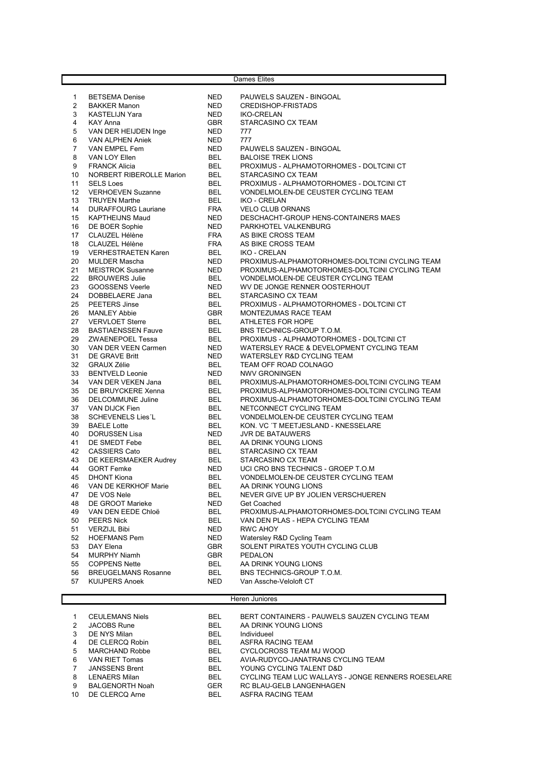## Dames Elites

| | | | |
|---|---|---|---|
| 1 | BETSEMA Denise | NED | PAUWELS SAUZEN - BINGOAL |
| 2 | BAKKER Manon | NED | CREDISHOP-FRISTADS |
| 3 | KASTELIJN Yara | NED | IKO-CRELAN |
| 4 | KAY Anna | GBR | STARCASINO CX TEAM |
| 5 | VAN DER HEIJDEN Inge | NED | 777 |
| 6 | VAN ALPHEN Aniek | NED | 777 |
| 7 | VAN EMPEL Fem | NED | PAUWELS SAUZEN - BINGOAL |
| 8 | VAN LOY Ellen | BEL | BALOISE TREK LIONS |
| 9 | FRANCK Alicia | BEL | PROXIMUS - ALPHAMOTORHOMES - DOLTCINI CT |
| 10 | NORBERT RIBEROLLE Marion | BEL | STARCASINO CX TEAM |
| 11 | SELS Loes | BEL | PROXIMUS - ALPHAMOTORHOMES - DOLTCINI CT |
| 12 | VERHOEVEN Suzanne | BEL | VONDELMOLEN-DE CEUSTER CYCLING TEAM |
| 13 | TRUYEN Marthe | BEL | IKO - CRELAN |
| 14 | DURAFFOURG Lauriane | FRA | VELO CLUB ORNANS |
| 15 | KAPTHEIJNS Maud | NED | DESCHACHT-GROUP HENS-CONTAINERS MAES |
| 16 | DE BOER Sophie | NED | PARKHOTEL VALKENBURG |
| 17 | CLAUZEL Hélène | FRA | AS BIKE CROSS TEAM |
| 18 | CLAUZEL Hélène | FRA | AS BIKE CROSS TEAM |
| 19 | VERHESTRAETEN Karen | BEL | IKO - CRELAN |
| 20 | MULDER Mascha | NED | PROXIMUS-ALPHAMOTORHOMES-DOLTCINI CYCLING TEAM |
| 21 | MEISTROK Susanne | NED | PROXIMUS-ALPHAMOTORHOMES-DOLTCINI CYCLING TEAM |
| 22 | BROUWERS Julie | BEL | VONDELMOLEN-DE CEUSTER CYCLING TEAM |
| 23 | GOOSSENS Veerle | NED | WV DE JONGE RENNER OOSTERHOUT |
| 24 | DOBBELAERE Jana | BEL | STARCASINO CX TEAM |
| 25 | PEETERS Jinse | BEL | PROXIMUS - ALPHAMOTORHOMES - DOLTCINI CT |
| 26 | MANLEY Abbie | GBR | MONTEZUMAS RACE TEAM |
| 27 | VERVLOET Sterre | BEL | ATHLETES FOR HOPE |
| 28 | BASTIAENSSEN Fauve | BEL | BNS TECHNICS-GROUP T.O.M. |
| 29 | ZWAENEPOEL Tessa | BEL | PROXIMUS - ALPHAMOTORHOMES - DOLTCINI CT |
| 30 | VAN DER VEEN Carmen | NED | WATERSLEY RACE & DEVELOPMENT CYCLING TEAM |
| 31 | DE GRAVE Britt | NED | WATERSLEY R&D CYCLING TEAM |
| 32 | GRAUX Zélie | BEL | TEAM OFF ROAD COLNAGO |
| 33 | BENTVELD Leonie | NED | NWV GRONINGEN |
| 34 | VAN DER VEKEN Jana | BEL | PROXIMUS-ALPHAMOTORHOMES-DOLTCINI CYCLING TEAM |
| 35 | DE BRUYCKERE Xenna | BEL | PROXIMUS-ALPHAMOTORHOMES-DOLTCINI CYCLING TEAM |
| 36 | DELCOMMUNE Juline | BEL | PROXIMUS-ALPHAMOTORHOMES-DOLTCINI CYCLING TEAM |
| 37 | VAN DIJCK Fien | BEL | NETCONNECT CYCLING TEAM |
| 38 | SCHEVENELS Lies´L | BEL | VONDELMOLEN-DE CEUSTER CYCLING TEAM |
| 39 | BAELE Lotte | BEL | KON. VC ´T MEETJESLAND - KNESSELARE |
| 40 | DORUSSEN Lisa | NED | JVR DE BATAUWERS |
| 41 | DE SMEDT Febe | BEL | AA DRINK YOUNG LIONS |
| 42 | CASSIERS Cato | BEL | STARCASINO CX TEAM |
| 43 | DE KEERSMAEKER Audrey | BEL | STARCASINO CX TEAM |
| 44 | GORT Femke | NED | UCI CRO BNS TECHNICS - GROEP T.O.M |
| 45 | DHONT Kiona | BEL | VONDELMOLEN-DE CEUSTER CYCLING TEAM |
| 46 | VAN DE KERKHOF Marie | BEL | AA DRINK YOUNG LIONS |
| 47 | DE VOS Nele | BEL | NEVER GIVE UP BY JOLIEN VERSCHUEREN |
| 48 | DE GROOT Marieke | NED | Get Coached |
| 49 | VAN DEN EEDE Chloë | BEL | PROXIMUS-ALPHAMOTORHOMES-DOLTCINI CYCLING TEAM |
| 50 | PEERS Nick | BEL | VAN DEN PLAS - HEPA CYCLING TEAM |
| 51 | VERZIJL Bibi | NED | RWC AHOY |
| 52 | HOEFMANS Pem | NED | Watersley R&D Cycling Team |
| 53 | DAY Elena | GBR | SOLENT PIRATES YOUTH CYCLING CLUB |
| 54 | MURPHY Niamh | GBR | PEDALON |
| 55 | COPPENS Nette | BEL | AA DRINK YOUNG LIONS |
| 56 | BREUGELMANS Rosanne | BEL | BNS TECHNICS-GROUP T.O.M. |
| 57 | KUIJPERS Anoek | NED | Van Assche-Veloloft CT |

## Heren Juniores

| | | | |
|---|---|---|---|
| 1 | CEULEMANS Niels | BEL | BERT CONTAINERS - PAUWELS SAUZEN CYCLING TEAM |
| 2 | JACOBS Rune | BEL | AA DRINK YOUNG LIONS |
| 3 | DE NYS Milan | BEL | Individueel |
| 4 | DE CLERCQ Robin | BEL | ASFRA RACING TEAM |
| 5 | MARCHAND Robbe | BEL | CYCLOCROSS TEAM MJ WOOD |
| 6 | VAN RIET Tomas | BEL | AVIA-RUDYCO-JANATRANS CYCLING TEAM |
| 7 | JANSSENS Brent | BEL | YOUNG CYCLING TALENT D&D |
| 8 | LENAERS Milan | BEL | CYCLING TEAM LUC WALLAYS - JONGE RENNERS ROESELARE |
| 9 | BALGENORTH Noah | GER | RC BLAU-GELB LANGENHAGEN |
| 10 | DE CLERCQ Arne | BEL | ASFRA RACING TEAM |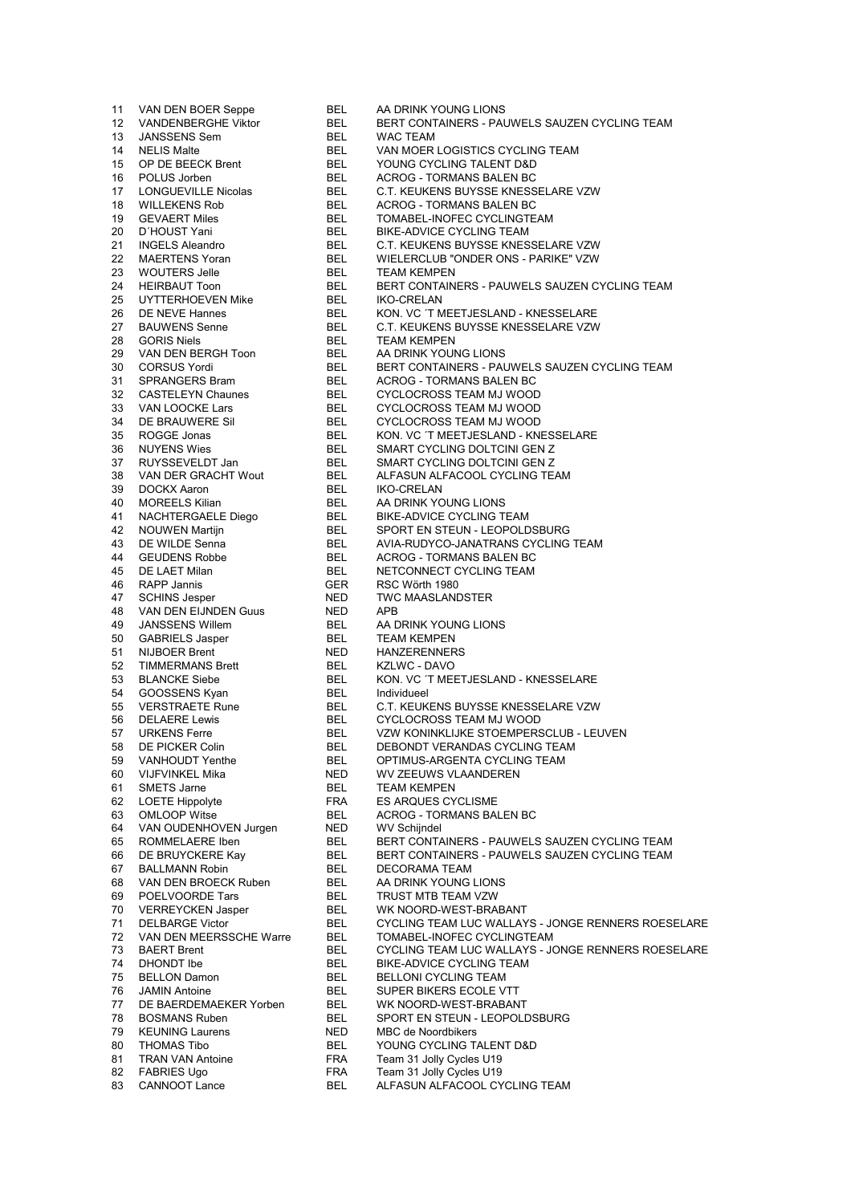| | | | |
|---|---|---|---|
| 11 | VAN DEN BOER Seppe | BEL | AA DRINK YOUNG LIONS |
| 12 | VANDENBERGHE Viktor | BEL | BERT CONTAINERS - PAUWELS SAUZEN CYCLING TEAM |
| 13 | JANSSENS Sem | BEL | WAC TEAM |
| 14 | NELIS Malte | BEL | VAN MOER LOGISTICS CYCLING TEAM |
| 15 | OP DE BEECK Brent | BEL | YOUNG CYCLING TALENT D&D |
| 16 | POLUS Jorben | BEL | ACROG - TORMANS BALEN BC |
| 17 | LONGUEVILLE Nicolas | BEL | C.T. KEUKENS BUYSSE KNESSELARE VZW |
| 18 | WILLEKENS Rob | BEL | ACROG - TORMANS BALEN BC |
| 19 | GEVAERT Miles | BEL | TOMABEL-INOFEC CYCLINGTEAM |
| 20 | D´HOUST Yani | BEL | BIKE-ADVICE CYCLING TEAM |
| 21 | INGELS Aleandro | BEL | C.T. KEUKENS BUYSSE KNESSELARE VZW |
| 22 | MAERTENS Yoran | BEL | WIELERCLUB "ONDER ONS - PARIKE" VZW |
| 23 | WOUTERS Jelle | BEL | TEAM KEMPEN |
| 24 | HEIRBAUT Toon | BEL | BERT CONTAINERS - PAUWELS SAUZEN CYCLING TEAM |
| 25 | UYTTERHOEVEN Mike | BEL | IKO-CRELAN |
| 26 | DE NEVE Hannes | BEL | KON. VC ´T MEETJESLAND - KNESSELARE |
| 27 | BAUWENS Senne | BEL | C.T. KEUKENS BUYSSE KNESSELARE VZW |
| 28 | GORIS Niels | BEL | TEAM KEMPEN |
| 29 | VAN DEN BERGH Toon | BEL | AA DRINK YOUNG LIONS |
| 30 | CORSUS Yordi | BEL | BERT CONTAINERS - PAUWELS SAUZEN CYCLING TEAM |
| 31 | SPRANGERS Bram | BEL | ACROG - TORMANS BALEN BC |
| 32 | CASTELEYN Chaunes | BEL | CYCLOCROSS TEAM MJ WOOD |
| 33 | VAN LOOCKE Lars | BEL | CYCLOCROSS TEAM MJ WOOD |
| 34 | DE BRAUWERE Sil | BEL | CYCLOCROSS TEAM MJ WOOD |
| 35 | ROGGE Jonas | BEL | KON. VC ´T MEETJESLAND - KNESSELARE |
| 36 | NUYENS Wies | BEL | SMART CYCLING DOLTCINI GEN Z |
| 37 | RUYSSEVELDT Jan | BEL | SMART CYCLING DOLTCINI GEN Z |
| 38 | VAN DER GRACHT Wout | BEL | ALFASUN ALFACOOL CYCLING TEAM |
| 39 | DOCKX Aaron | BEL | IKO-CRELAN |
| 40 | MOREELS Kilian | BEL | AA DRINK YOUNG LIONS |
| 41 | NACHTERGAELE Diego | BEL | BIKE-ADVICE CYCLING TEAM |
| 42 | NOUWEN Martijn | BEL | SPORT EN STEUN - LEOPOLDSBURG |
| 43 | DE WILDE Senna | BEL | AVIA-RUDYCO-JANATRANS CYCLING TEAM |
| 44 | GEUDENS Robbe | BEL | ACROG - TORMANS BALEN BC |
| 45 | DE LAET Milan | BEL | NETCONNECT CYCLING TEAM |
| 46 | RAPP Jannis | GER | RSC Wörth 1980 |
| 47 | SCHINS Jesper | NED | TWC MAASLANDSTER |
| 48 | VAN DEN EIJNDEN Guus | NED | APB |
| 49 | JANSSENS Willem | BEL | AA DRINK YOUNG LIONS |
| 50 | GABRIELS Jasper | BEL | TEAM KEMPEN |
| 51 | NIJBOER Brent | NED | HANZERENNERS |
| 52 | TIMMERMANS Brett | BEL | KZLWC - DAVO |
| 53 | BLANCKE Siebe | BEL | KON. VC ´T MEETJESLAND - KNESSELARE |
| 54 | GOOSSENS Kyan | BEL | Individueel |
| 55 | VERSTRAETE Rune | BEL | C.T. KEUKENS BUYSSE KNESSELARE VZW |
| 56 | DELAERE Lewis | BEL | CYCLOCROSS TEAM MJ WOOD |
| 57 | URKENS Ferre | BEL | VZW KONINKLIJKE STOEMPERSCLUB - LEUVEN |
| 58 | DE PICKER Colin | BEL | DEBONDT VERANDAS CYCLING TEAM |
| 59 | VANHOUDT Yenthe | BEL | OPTIMUS-ARGENTA CYCLING TEAM |
| 60 | VIJFVINKEL Mika | NED | WV ZEEUWS VLAANDEREN |
| 61 | SMETS Jarne | BEL | TEAM KEMPEN |
| 62 | LOETE Hippolyte | FRA | ES ARQUES CYCLISME |
| 63 | OMLOOP Witse | BEL | ACROG - TORMANS BALEN BC |
| 64 | VAN OUDENHOVEN Jurgen | NED | WV Schijndel |
| 65 | ROMMELAERE Iben | BEL | BERT CONTAINERS - PAUWELS SAUZEN CYCLING TEAM |
| 66 | DE BRUYCKERE Kay | BEL | BERT CONTAINERS - PAUWELS SAUZEN CYCLING TEAM |
| 67 | BALLMANN Robin | BEL | DECORAMA TEAM |
| 68 | VAN DEN BROECK Ruben | BEL | AA DRINK YOUNG LIONS |
| 69 | POELVOORDE Tars | BEL | TRUST MTB TEAM VZW |
| 70 | VERREYCKEN Jasper | BEL | WK NOORD-WEST-BRABANT |
| 71 | DELBARGE Victor | BEL | CYCLING TEAM LUC WALLAYS - JONGE RENNERS ROESELARE |
| 72 | VAN DEN MEERSSCHE Warre | BEL | TOMABEL-INOFEC CYCLINGTEAM |
| 73 | BAERT Brent | BEL | CYCLING TEAM LUC WALLAYS - JONGE RENNERS ROESELARE |
| 74 | DHONDT Ibe | BEL | BIKE-ADVICE CYCLING TEAM |
| 75 | BELLON Damon | BEL | BELLONI CYCLING TEAM |
| 76 | JAMIN Antoine | BEL | SUPER BIKERS ECOLE VTT |
| 77 | DE BAERDEMAEKER Yorben | BEL | WK NOORD-WEST-BRABANT |
| 78 | BOSMANS Ruben | BEL | SPORT EN STEUN - LEOPOLDSBURG |
| 79 | KEUNING Laurens | NED | MBC de Noordbikers |
| 80 | THOMAS Tibo | BEL | YOUNG CYCLING TALENT D&D |
| 81 | TRAN VAN Antoine | FRA | Team 31 Jolly Cycles U19 |
| 82 | FABRIES Ugo | FRA | Team 31 Jolly Cycles U19 |
| 83 | CANNOOT Lance | BEL | ALFASUN ALFACOOL CYCLING TEAM |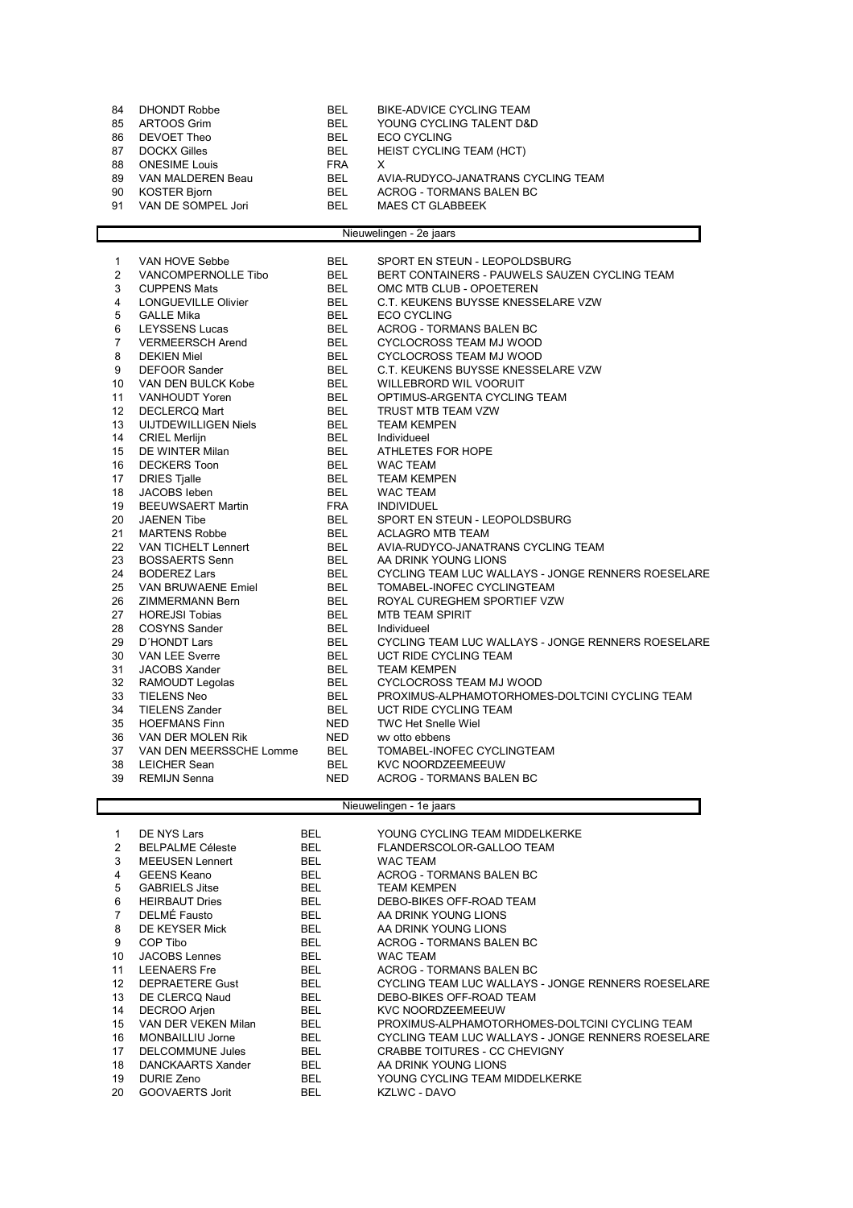| | | | |
|---|---|---|---|
| 84 | DHONDT Robbe | BEL | BIKE-ADVICE CYCLING TEAM |
| 85 | ARTOOS Grim | BEL | YOUNG CYCLING TALENT D&D |
| 86 | DEVOET Theo | BEL | ECO CYCLING |
| 87 | DOCKX Gilles | BEL | HEIST CYCLING TEAM (HCT) |
| 88 | ONESIME Louis | FRA | X |
| 89 | VAN MALDEREN Beau | BEL | AVIA-RUDYCO-JANATRANS CYCLING TEAM |
| 90 | KOSTER Bjorn | BEL | ACROG - TORMANS BALEN BC |
| 91 | VAN DE SOMPEL Jori | BEL | MAES CT GLABBEEK |

## Nieuwelingen - 2e jaars

| | | | |
|---|---|---|---|
| 1 | VAN HOVE Sebbe | BEL | SPORT EN STEUN - LEOPOLDSBURG |
| 2 | VANCOMPERNOLLE Tibo | BEL | BERT CONTAINERS - PAUWELS SAUZEN CYCLING TEAM |
| 3 | CUPPENS Mats | BEL | OMC MTB CLUB - OPOETEREN |
| 4 | LONGUEVILLE Olivier | BEL | C.T. KEUKENS BUYSSE KNESSELARE VZW |
| 5 | GALLE Mika | BEL | ECO CYCLING |
| 6 | LEYSSENS Lucas | BEL | ACROG - TORMANS BALEN BC |
| 7 | VERMEERSCH Arend | BEL | CYCLOCROSS TEAM MJ WOOD |
| 8 | DEKIEN Miel | BEL | CYCLOCROSS TEAM MJ WOOD |
| 9 | DEFOOR Sander | BEL | C.T. KEUKENS BUYSSE KNESSELARE VZW |
| 10 | VAN DEN BULCK Kobe | BEL | WILLEBRORD WIL VOORUIT |
| 11 | VANHOUDT Yoren | BEL | OPTIMUS-ARGENTA CYCLING TEAM |
| 12 | DECLERCQ Mart | BEL | TRUST MTB TEAM VZW |
| 13 | UIJTDEWILLIGEN Niels | BEL | TEAM KEMPEN |
| 14 | CRIEL Merlijn | BEL | Individueel |
| 15 | DE WINTER Milan | BEL | ATHLETES FOR HOPE |
| 16 | DECKERS Toon | BEL | WAC TEAM |
| 17 | DRIES Tjalle | BEL | TEAM KEMPEN |
| 18 | JACOBS Ieben | BEL | WAC TEAM |
| 19 | BEEUWSAERT Martin | FRA | INDIVIDUEL |
| 20 | JAENEN Tibe | BEL | SPORT EN STEUN - LEOPOLDSBURG |
| 21 | MARTENS Robbe | BEL | ACLAGRO MTB TEAM |
| 22 | VAN TICHELT Lennert | BEL | AVIA-RUDYCO-JANATRANS CYCLING TEAM |
| 23 | BOSSAERTS Senn | BEL | AA DRINK YOUNG LIONS |
| 24 | BODEREZ Lars | BEL | CYCLING TEAM LUC WALLAYS - JONGE RENNERS ROESELARE |
| 25 | VAN BRUWAENE Emiel | BEL | TOMABEL-INOFEC CYCLINGTEAM |
| 26 | ZIMMERMANN Bern | BEL | ROYAL CUREGHEM SPORTIEF VZW |
| 27 | HOREJSI Tobias | BEL | MTB TEAM SPIRIT |
| 28 | COSYNS Sander | BEL | Individueel |
| 29 | D´HONDT Lars | BEL | CYCLING TEAM LUC WALLAYS - JONGE RENNERS ROESELARE |
| 30 | VAN LEE Sverre | BEL | UCT RIDE CYCLING TEAM |
| 31 | JACOBS Xander | BEL | TEAM KEMPEN |
| 32 | RAMOUDT Legolas | BEL | CYCLOCROSS TEAM MJ WOOD |
| 33 | TIELENS Neo | BEL | PROXIMUS-ALPHAMOTORHOMES-DOLTCINI CYCLING TEAM |
| 34 | TIELENS Zander | BEL | UCT RIDE CYCLING TEAM |
| 35 | HOEFMANS Finn | NED | TWC Het Snelle Wiel |
| 36 | VAN DER MOLEN Rik | NED | wv otto ebbens |
| 37 | VAN DEN MEERSSCHE Lomme | BEL | TOMABEL-INOFEC CYCLINGTEAM |
| 38 | LEICHER Sean | BEL | KVC NOORDZEEMEEUW |
| 39 | REMIJN Senna | NED | ACROG - TORMANS BALEN BC |

## Nieuwelingen - 1e jaars

| | | | |
|---|---|---|---|
| 1 | DE NYS Lars | BEL | YOUNG CYCLING TEAM MIDDELKERKE |
| 2 | BELPALME Céleste | BEL | FLANDERSCOLOR-GALLOO TEAM |
| 3 | MEEUSEN Lennert | BEL | WAC TEAM |
| 4 | GEENS Keano | BEL | ACROG - TORMANS BALEN BC |
| 5 | GABRIELS Jitse | BEL | TEAM KEMPEN |
| 6 | HEIRBAUT Dries | BEL | DEBO-BIKES OFF-ROAD TEAM |
| 7 | DELMÉ Fausto | BEL | AA DRINK YOUNG LIONS |
| 8 | DE KEYSER Mick | BEL | AA DRINK YOUNG LIONS |
| 9 | COP Tibo | BEL | ACROG - TORMANS BALEN BC |
| 10 | JACOBS Lennes | BEL | WAC TEAM |
| 11 | LEENAERS Fre | BEL | ACROG - TORMANS BALEN BC |
| 12 | DEPRAETERE Gust | BEL | CYCLING TEAM LUC WALLAYS - JONGE RENNERS ROESELARE |
| 13 | DE CLERCQ Naud | BEL | DEBO-BIKES OFF-ROAD TEAM |
| 14 | DECROO Arjen | BEL | KVC NOORDZEEMEEUW |
| 15 | VAN DER VEKEN Milan | BEL | PROXIMUS-ALPHAMOTORHOMES-DOLTCINI CYCLING TEAM |
| 16 | MONBAILLIU Jorne | BEL | CYCLING TEAM LUC WALLAYS - JONGE RENNERS ROESELARE |
| 17 | DELCOMMUNE Jules | BEL | CRABBE TOITURES - CC CHEVIGNY |
| 18 | DANCKAARTS Xander | BEL | AA DRINK YOUNG LIONS |
| 19 | DURIE Zeno | BEL | YOUNG CYCLING TEAM MIDDELKERKE |
| 20 | GOOVAERTS Jorit | BEL | KZLWC - DAVO |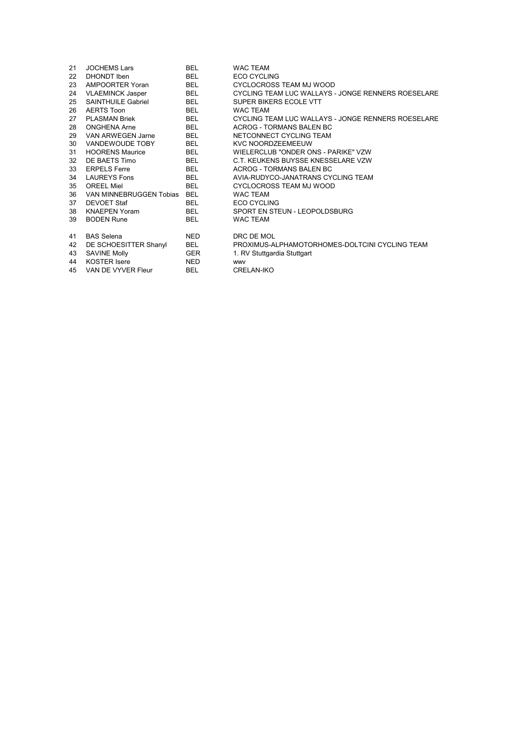| | | | |
|---|---|---|---|
| 21 | JOCHEMS Lars | BEL | WAC TEAM |
| 22 | DHONDT Iben | BEL | ECO CYCLING |
| 23 | AMPOORTER Yoran | BEL | CYCLOCROSS TEAM MJ WOOD |
| 24 | VLAEMINCK Jasper | BEL | CYCLING TEAM LUC WALLAYS - JONGE RENNERS ROESELARE |
| 25 | SAINTHUILE Gabriel | BEL | SUPER BIKERS ECOLE VTT |
| 26 | AERTS Toon | BEL | WAC TEAM |
| 27 | PLASMAN Briek | BEL | CYCLING TEAM LUC WALLAYS - JONGE RENNERS ROESELARE |
| 28 | ONGHENA Arne | BEL | ACROG - TORMANS BALEN BC |
| 29 | VAN ARWEGEN Jarne | BEL | NETCONNECT CYCLING TEAM |
| 30 | VANDEWOUDE TOBY | BEL | KVC NOORDZEEMEEUW |
| 31 | HOORENS Maurice | BEL | WIELERCLUB "ONDER ONS - PARIKE" VZW |
| 32 | DE BAETS Timo | BEL | C.T. KEUKENS BUYSSE KNESSELARE VZW |
| 33 | ERPELS Ferre | BEL | ACROG - TORMANS BALEN BC |
| 34 | LAUREYS Fons | BEL | AVIA-RUDYCO-JANATRANS CYCLING TEAM |
| 35 | OREEL Miel | BEL | CYCLOCROSS TEAM MJ WOOD |
| 36 | VAN MINNEBRUGGEN Tobias | BEL | WAC TEAM |
| 37 | DEVOET Staf | BEL | ECO CYCLING |
| 38 | KNAEPEN Yoram | BEL | SPORT EN STEUN - LEOPOLDSBURG |
| 39 | BODEN Rune | BEL | WAC TEAM |

| | | | |
|---|---|---|---|
| 41 | BAS Selena | NED | DRC DE MOL |
| 42 | DE SCHOESITTER Shanyl | BEL | PROXIMUS-ALPHAMOTORHOMES-DOLTCINI CYCLING TEAM |
| 43 | SAVINE Molly | GER | 1. RV Stuttgardia Stuttgart |
| 44 | KOSTER Isere | NED | wwv |
| 45 | VAN DE VYVER Fleur | BEL | CRELAN-IKO |